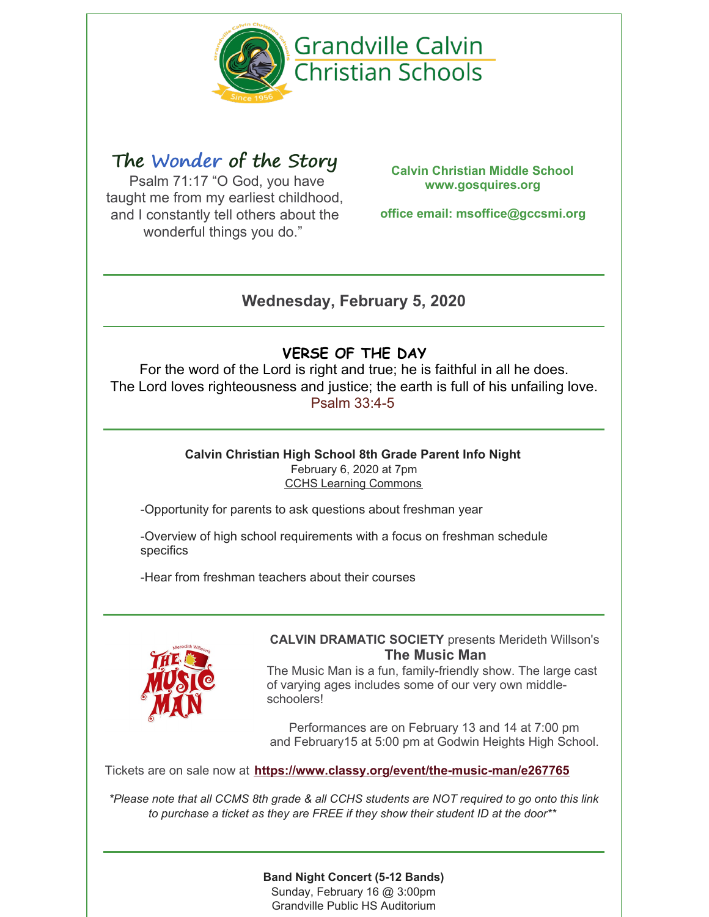# Grandville Calvin Christian Schools

## The Wonder of the Story

Psalm 71:17 “O God, you have taught me from my earliest childhood, and I constantly tell others about the wonderful things you do.”

**Calvin Christian Middle School**
**www.gosquires.org**

**office email: msoffice@gccsmi.org**

---

### Wednesday, February 5, 2020

---

## VERSE OF THE DAY

For the word of the Lord is right and true; he is faithful in all he does.
The Lord loves righteousness and justice; the earth is full of his unfailing love.
Psalm 33:4-5

---

**Calvin Christian High School 8th Grade Parent Info Night**
February 6, 2020 at 7pm
CCHS Learning Commons

-Opportunity for parents to ask questions about freshman year

-Overview of high school requirements with a focus on freshman schedule specifics

-Hear from freshman teachers about their courses

---

**CALVIN DRAMATIC SOCIETY** presents Merideth Willson's
**The Music Man**
The Music Man is a fun, family-friendly show. The large cast of varying ages includes some of our very own middle-schoolers!

Performances are on February 13 and 14 at 7:00 pm and February15 at 5:00 pm at Godwin Heights High School.

Tickets are on sale now at **https://www.classy.org/event/the-music-man/e267765**

*\*Please note that all CCMS 8th grade & all CCHS students are NOT required to go onto this link to purchase a ticket as they are FREE if they show their student ID at the door\*\**

---

**Band Night Concert (5-12 Bands)**
Sunday, February 16 @ 3:00pm
Grandville Public HS Auditorium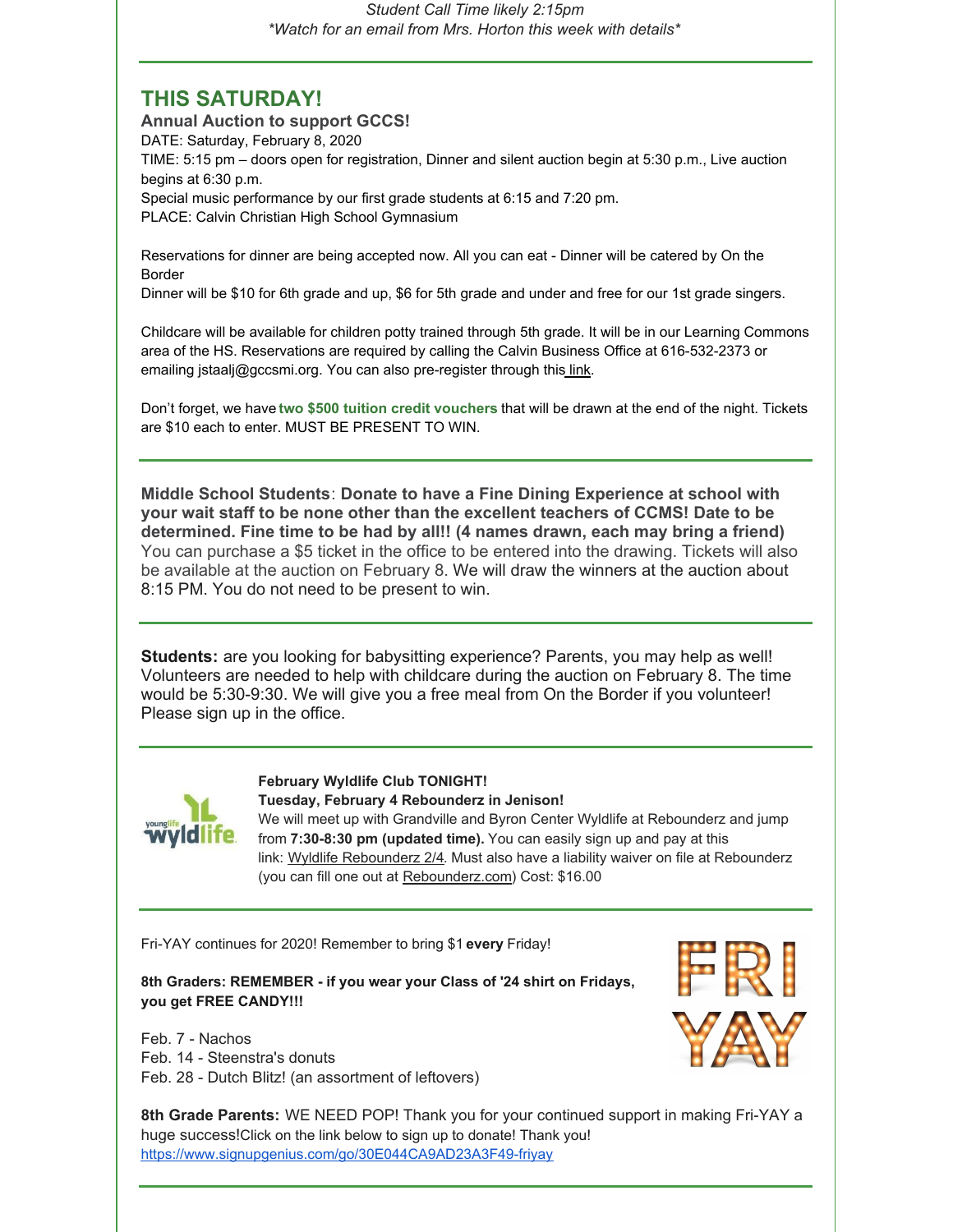*Student Call Time likely 2:15pm*
**Watch for an email from Mrs. Horton this week with details**

---

## THIS SATURDAY!

**Annual Auction to support GCCS!**
DATE: Saturday, February 8, 2020
TIME: 5:15 pm – doors open for registration, Dinner and silent auction begin at 5:30 p.m., Live auction begins at 6:30 p.m.
Special music performance by our first grade students at 6:15 and 7:20 pm.
PLACE: Calvin Christian High School Gymnasium

Reservations for dinner are being accepted now. All you can eat - Dinner will be catered by On the Border
Dinner will be $10 for 6th grade and up, $6 for 5th grade and under and free for our 1st grade singers.

Childcare will be available for children potty trained through 5th grade. It will be in our Learning Commons area of the HS. Reservations are required by calling the Calvin Business Office at 616-532-2373 or emailing jstaalj@gccsmi.org. You can also pre-register through this link.

Don't forget, we have **two $500 tuition credit vouchers** that will be drawn at the end of the night. Tickets are $10 each to enter. MUST BE PRESENT TO WIN.

---

**Middle School Students**: **Donate to have a Fine Dining Experience at school with your wait staff to be none other than the excellent teachers of CCMS! Date to be determined. Fine time to be had by all!! (4 names drawn, each may bring a friend)** You can purchase a $5 ticket in the office to be entered into the drawing. Tickets will also be available at the auction on February 8. We will draw the winners at the auction about 8:15 PM. You do not need to be present to win.

---

**Students:** are you looking for babysitting experience? Parents, you may help as well! Volunteers are needed to help with childcare during the auction on February 8. The time would be 5:30-9:30. We will give you a free meal from On the Border if you volunteer! Please sign up in the office.

---

**February Wyldlife Club TONIGHT!**
**Tuesday, February 4 Rebounderz in Jenison!**
We will meet up with Grandville and Byron Center Wyldlife at Rebounderz and jump from **7:30-8:30 pm (updated time).** You can easily sign up and pay at this link: Wyldlife Rebounderz 2/4. Must also have a liability waiver on file at Rebounderz (you can fill one out at Rebounderz.com) Cost: $16.00

---

Fri-YAY continues for 2020! Remember to bring $1 **every** Friday!

**8th Graders: REMEMBER - if you wear your Class of '24 shirt on Fridays, you get FREE CANDY!!!**

Feb. 7 - Nachos
Feb. 14 - Steenstra's donuts
Feb. 28 - Dutch Blitz! (an assortment of leftovers)

**8th Grade Parents:** WE NEED POP! Thank you for your continued support in making Fri-YAY a huge success!Click on the link below to sign up to donate! Thank you!
https://www.signupgenius.com/go/30E044CA9AD23A3F49-friyay

---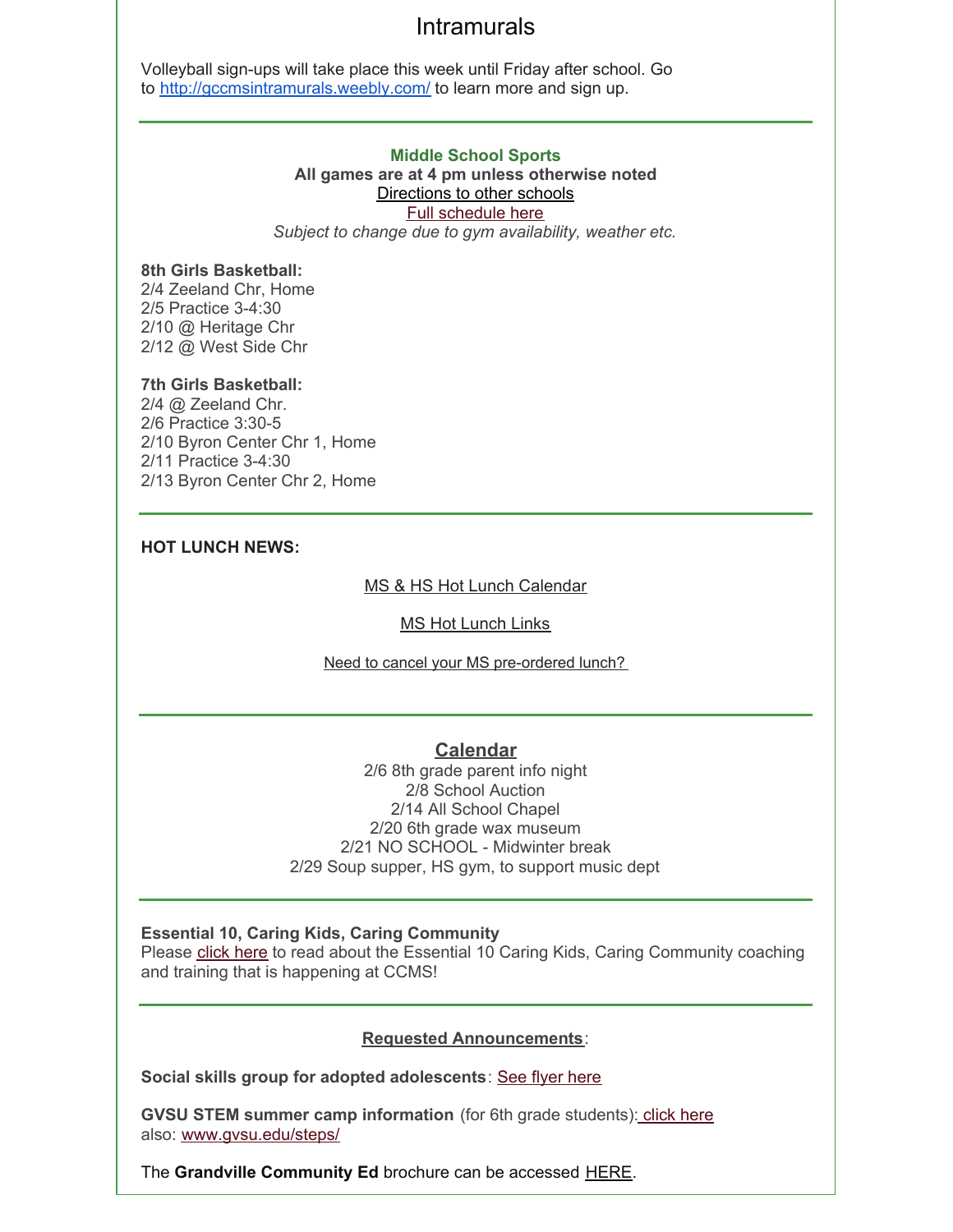## Intramurals

Volleyball sign-ups will take place this week until Friday after school. Go to http://gccmsintramurals.weebly.com/ to learn more and sign up.

---

**Middle School Sports**

**All games are at 4 pm unless otherwise noted**

Directions to other schools

Full schedule here

*Subject to change due to gym availability, weather etc.*

**8th Girls Basketball:**
2/4 Zeeland Chr, Home
2/5 Practice 3-4:30
2/10 @ Heritage Chr
2/12 @ West Side Chr

**7th Girls Basketball:**
2/4 @ Zeeland Chr.
2/6 Practice 3:30-5
2/10 Byron Center Chr 1, Home
2/11 Practice 3-4:30
2/13 Byron Center Chr 2, Home

---

**HOT LUNCH NEWS:**

MS & HS Hot Lunch Calendar

MS Hot Lunch Links

Need to cancel your MS pre-ordered lunch?

---

**Calendar**

2/6 8th grade parent info night
2/8 School Auction
2/14 All School Chapel
2/20 6th grade wax museum
2/21 NO SCHOOL - Midwinter break
2/29 Soup supper, HS gym, to support music dept

---

**Essential 10, Caring Kids, Caring Community**
Please click here to read about the Essential 10 Caring Kids, Caring Community coaching and training that is happening at CCMS!

---

**Requested Announcements**:

**Social skills group for adopted adolescents**: See flyer here

**GVSU STEM summer camp information** (for 6th grade students): click here
also: www.gvsu.edu/steps/

The **Grandville Community Ed** brochure can be accessed HERE.